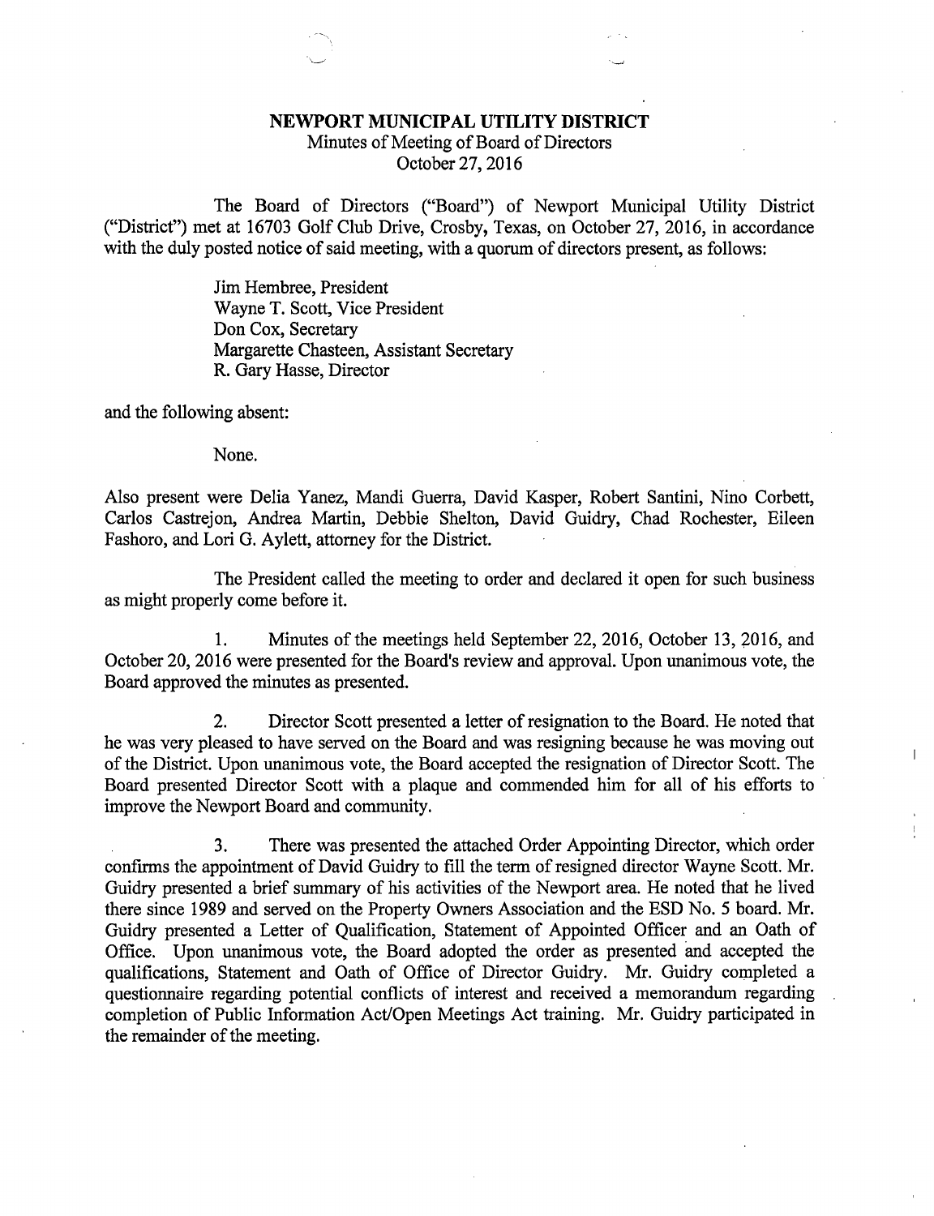# NEWPORT MUNICIPAL UTILITY DISTRICT

Minutes of Meeting of Board of Directors
October 27, 2016

The Board of Directors ("Board") of Newport Municipal Utility District ("District") met at 16703 Golf Club Drive, Crosby, Texas, on October 27, 2016, in accordance with the duly posted notice of said meeting, with a quorum of directors present, as follows:

Jim Hembree, President
Wayne T. Scott, Vice President
Don Cox, Secretary
Margarette Chasteen, Assistant Secretary
R. Gary Hasse, Director

and the following absent:

None.

Also present were Delia Yanez, Mandi Guerra, David Kasper, Robert Santini, Nino Corbett, Carlos Castrejon, Andrea Martin, Debbie Shelton, David Guidry, Chad Rochester, Eileen Fashoro, and Lori G. Aylett, attorney for the District.

The President called the meeting to order and declared it open for such business as might properly come before it.

1. Minutes of the meetings held September 22, 2016, October 13, 2016, and October 20, 2016 were presented for the Board's review and approval. Upon unanimous vote, the Board approved the minutes as presented.

2. Director Scott presented a letter of resignation to the Board. He noted that he was very pleased to have served on the Board and was resigning because he was moving out of the District. Upon unanimous vote, the Board accepted the resignation of Director Scott. The Board presented Director Scott with a plaque and commended him for all of his efforts to improve the Newport Board and community.

3. There was presented the attached Order Appointing Director, which order confirms the appointment of David Guidry to fill the term of resigned director Wayne Scott. Mr. Guidry presented a brief summary of his activities of the Newport area. He noted that he lived there since 1989 and served on the Property Owners Association and the ESD No. 5 board. Mr. Guidry presented a Letter of Qualification, Statement of Appointed Officer and an Oath of Office. Upon unanimous vote, the Board adopted the order as presented and accepted the qualifications, Statement and Oath of Office of Director Guidry. Mr. Guidry completed a questionnaire regarding potential conflicts of interest and received a memorandum regarding completion of Public Information Act/Open Meetings Act training. Mr. Guidry participated in the remainder of the meeting.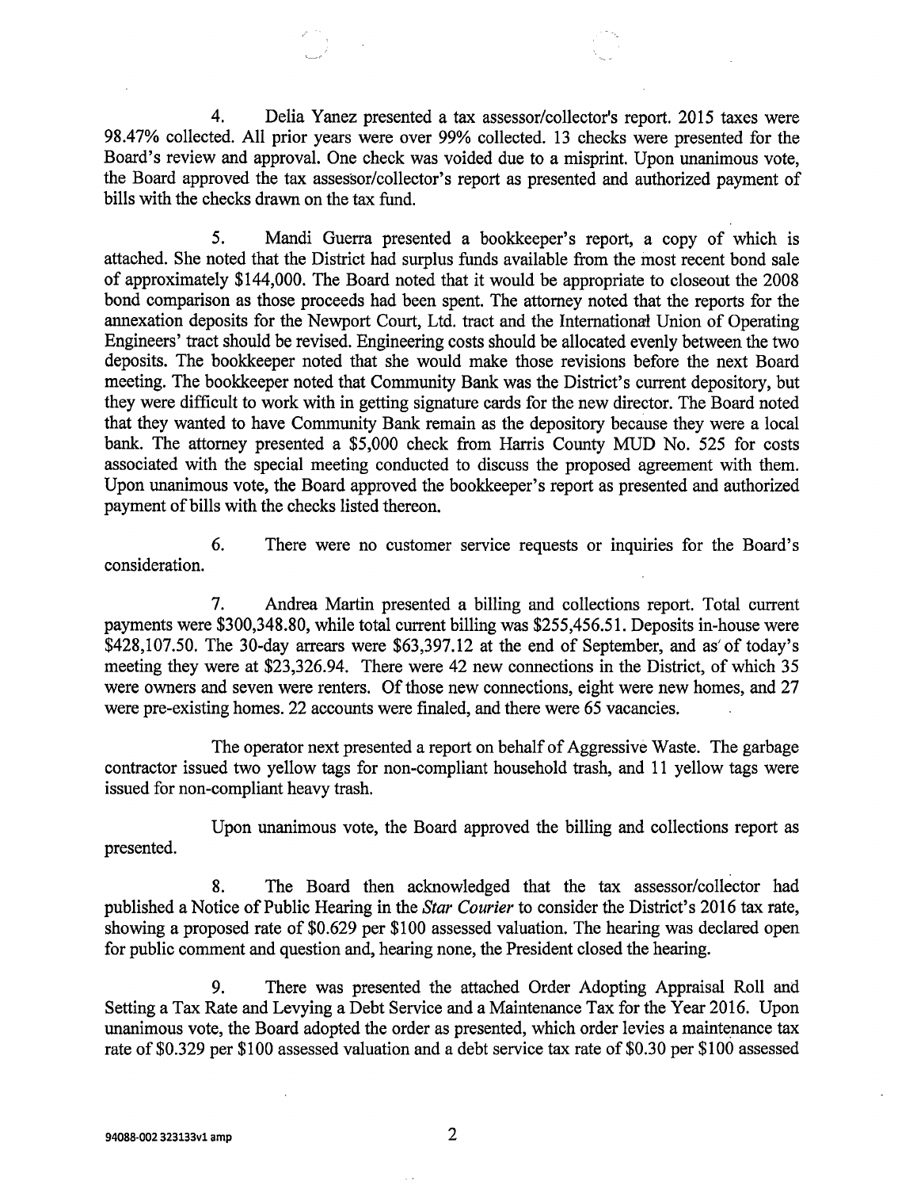4. Delia Yanez presented a tax assessor/collector's report. 2015 taxes were 98.47% collected. All prior years were over 99% collected. 13 checks were presented for the Board's review and approval. One check was voided due to a misprint. Upon unanimous vote, the Board approved the tax assessor/collector's report as presented and authorized payment of bills with the checks drawn on the tax fund.

5. Mandi Guerra presented a bookkeeper's report, a copy of which is attached. She noted that the District had surplus funds available from the most recent bond sale of approximately $144,000. The Board noted that it would be appropriate to closeout the 2008 bond comparison as those proceeds had been spent. The attorney noted that the reports for the annexation deposits for the Newport Court, Ltd. tract and the International Union of Operating Engineers' tract should be revised. Engineering costs should be allocated evenly between the two deposits. The bookkeeper noted that she would make those revisions before the next Board meeting. The bookkeeper noted that Community Bank was the District's current depository, but they were difficult to work with in getting signature cards for the new director. The Board noted that they wanted to have Community Bank remain as the depository because they were a local bank. The attorney presented a $5,000 check from Harris County MUD No. 525 for costs associated with the special meeting conducted to discuss the proposed agreement with them. Upon unanimous vote, the Board approved the bookkeeper's report as presented and authorized payment of bills with the checks listed thereon.

6. There were no customer service requests or inquiries for the Board's consideration.

7. Andrea Martin presented a billing and collections report. Total current payments were $300,348.80, while total current billing was $255,456.51. Deposits in-house were $428,107.50. The 30-day arrears were $63,397.12 at the end of September, and as of today's meeting they were at $23,326.94. There were 42 new connections in the District, of which 35 were owners and seven were renters. Of those new connections, eight were new homes, and 27 were pre-existing homes. 22 accounts were finaled, and there were 65 vacancies.

The operator next presented a report on behalf of Aggressive Waste. The garbage contractor issued two yellow tags for non-compliant household trash, and 11 yellow tags were issued for non-compliant heavy trash.

Upon unanimous vote, the Board approved the billing and collections report as presented.

8. The Board then acknowledged that the tax assessor/collector had published a Notice of Public Hearing in the *Star Courier* to consider the District's 2016 tax rate, showing a proposed rate of $0.629 per $100 assessed valuation. The hearing was declared open for public comment and question and, hearing none, the President closed the hearing.

9. There was presented the attached Order Adopting Appraisal Roll and Setting a Tax Rate and Levying a Debt Service and a Maintenance Tax for the Year 2016. Upon unanimous vote, the Board adopted the order as presented, which order levies a maintenance tax rate of $0.329 per $100 assessed valuation and a debt service tax rate of $0.30 per $100 assessed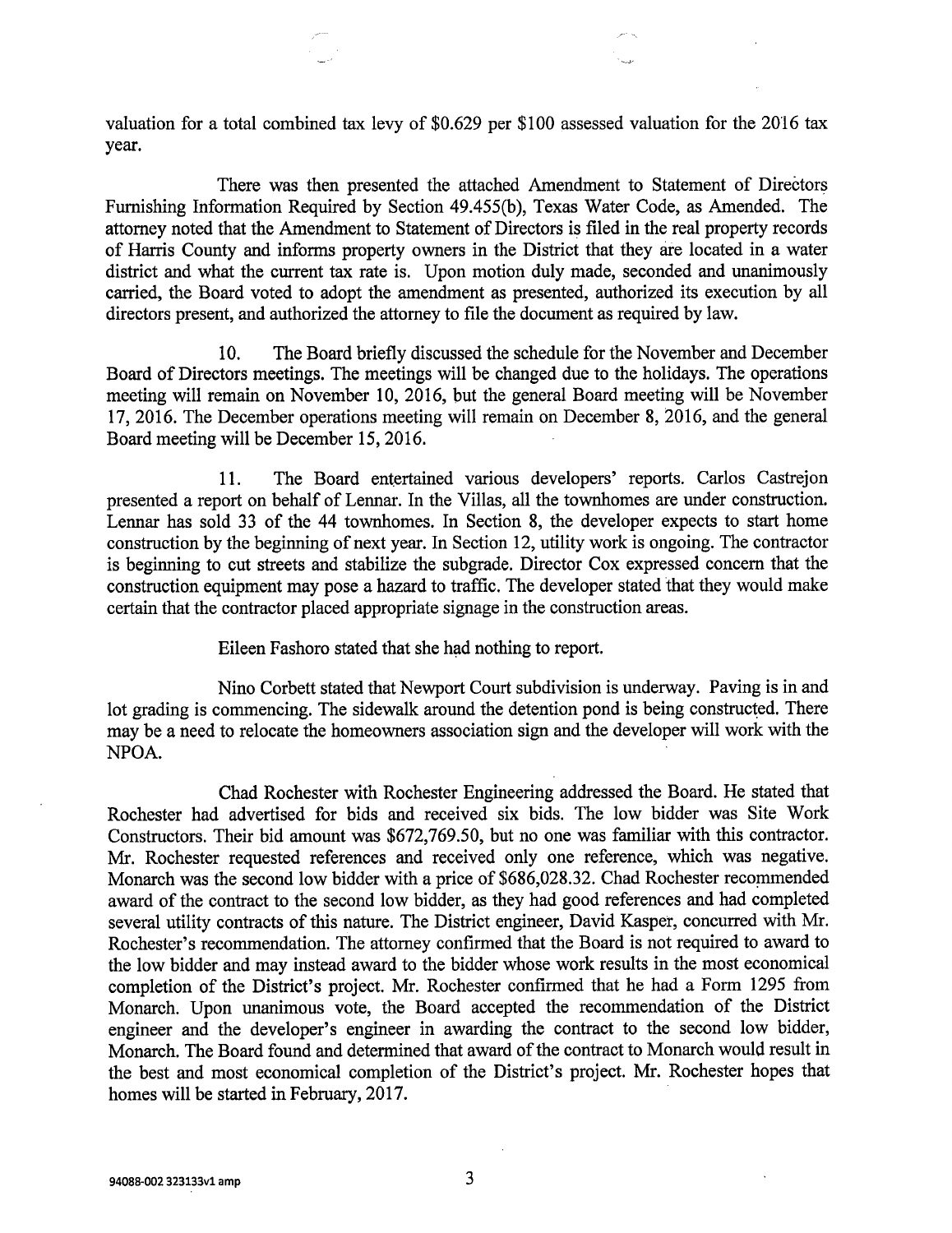valuation for a total combined tax levy of $0.629 per $100 assessed valuation for the 2016 tax year.

There was then presented the attached Amendment to Statement of Directors Furnishing Information Required by Section 49.455(b), Texas Water Code, as Amended. The attorney noted that the Amendment to Statement of Directors is filed in the real property records of Harris County and informs property owners in the District that they are located in a water district and what the current tax rate is. Upon motion duly made, seconded and unanimously carried, the Board voted to adopt the amendment as presented, authorized its execution by all directors present, and authorized the attorney to file the document as required by law.

10. The Board briefly discussed the schedule for the November and December Board of Directors meetings. The meetings will be changed due to the holidays. The operations meeting will remain on November 10, 2016, but the general Board meeting will be November 17, 2016. The December operations meeting will remain on December 8, 2016, and the general Board meeting will be December 15, 2016.

11. The Board entertained various developers' reports. Carlos Castrejon presented a report on behalf of Lennar. In the Villas, all the townhomes are under construction. Lennar has sold 33 of the 44 townhomes. In Section 8, the developer expects to start home construction by the beginning of next year. In Section 12, utility work is ongoing. The contractor is beginning to cut streets and stabilize the subgrade. Director Cox expressed concern that the construction equipment may pose a hazard to traffic. The developer stated that they would make certain that the contractor placed appropriate signage in the construction areas.

Eileen Fashoro stated that she had nothing to report.

Nino Corbett stated that Newport Court subdivision is underway. Paving is in and lot grading is commencing. The sidewalk around the detention pond is being constructed. There may be a need to relocate the homeowners association sign and the developer will work with the NPOA.

Chad Rochester with Rochester Engineering addressed the Board. He stated that Rochester had advertised for bids and received six bids. The low bidder was Site Work Constructors. Their bid amount was $672,769.50, but no one was familiar with this contractor. Mr. Rochester requested references and received only one reference, which was negative. Monarch was the second low bidder with a price of $686,028.32. Chad Rochester recommended award of the contract to the second low bidder, as they had good references and had completed several utility contracts of this nature. The District engineer, David Kasper, concurred with Mr. Rochester's recommendation. The attorney confirmed that the Board is not required to award to the low bidder and may instead award to the bidder whose work results in the most economical completion of the District's project. Mr. Rochester confirmed that he had a Form 1295 from Monarch. Upon unanimous vote, the Board accepted the recommendation of the District engineer and the developer's engineer in awarding the contract to the second low bidder, Monarch. The Board found and determined that award of the contract to Monarch would result in the best and most economical completion of the District's project. Mr. Rochester hopes that homes will be started in February, 2017.

94088-002 323133v1 amp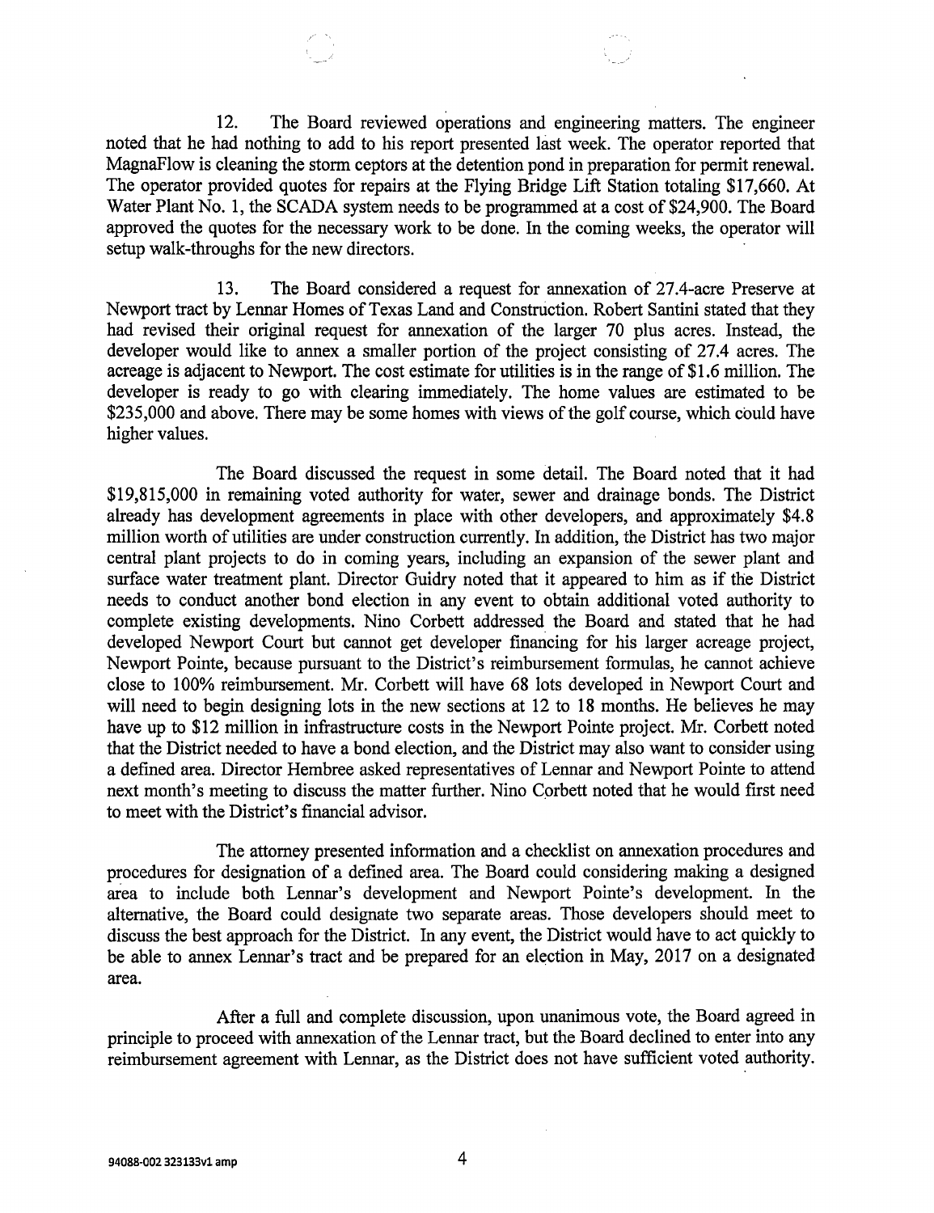12. The Board reviewed operations and engineering matters. The engineer noted that he had nothing to add to his report presented last week. The operator reported that MagnaFlow is cleaning the storm ceptors at the detention pond in preparation for permit renewal. The operator provided quotes for repairs at the Flying Bridge Lift Station totaling $17,660. At Water Plant No. 1, the SCADA system needs to be programmed at a cost of $24,900. The Board approved the quotes for the necessary work to be done. In the coming weeks, the operator will setup walk-throughs for the new directors.

13. The Board considered a request for annexation of 27.4-acre Preserve at Newport tract by Lennar Homes of Texas Land and Construction. Robert Santini stated that they had revised their original request for annexation of the larger 70 plus acres. Instead, the developer would like to annex a smaller portion of the project consisting of 27.4 acres. The acreage is adjacent to Newport. The cost estimate for utilities is in the range of $1.6 million. The developer is ready to go with clearing immediately. The home values are estimated to be $235,000 and above. There may be some homes with views of the golf course, which could have higher values.

The Board discussed the request in some detail. The Board noted that it had $19,815,000 in remaining voted authority for water, sewer and drainage bonds. The District already has development agreements in place with other developers, and approximately $4.8 million worth of utilities are under construction currently. In addition, the District has two major central plant projects to do in coming years, including an expansion of the sewer plant and surface water treatment plant. Director Guidry noted that it appeared to him as if the District needs to conduct another bond election in any event to obtain additional voted authority to complete existing developments. Nino Corbett addressed the Board and stated that he had developed Newport Court but cannot get developer financing for his larger acreage project, Newport Pointe, because pursuant to the District's reimbursement formulas, he cannot achieve close to 100% reimbursement. Mr. Corbett will have 68 lots developed in Newport Court and will need to begin designing lots in the new sections at 12 to 18 months. He believes he may have up to $12 million in infrastructure costs in the Newport Pointe project. Mr. Corbett noted that the District needed to have a bond election, and the District may also want to consider using a defined area. Director Hembree asked representatives of Lennar and Newport Pointe to attend next month's meeting to discuss the matter further. Nino Corbett noted that he would first need to meet with the District's financial advisor.

The attorney presented information and a checklist on annexation procedures and procedures for designation of a defined area. The Board could considering making a designed area to include both Lennar's development and Newport Pointe's development. In the alternative, the Board could designate two separate areas. Those developers should meet to discuss the best approach for the District. In any event, the District would have to act quickly to be able to annex Lennar's tract and be prepared for an election in May, 2017 on a designated area.

After a full and complete discussion, upon unanimous vote, the Board agreed in principle to proceed with annexation of the Lennar tract, but the Board declined to enter into any reimbursement agreement with Lennar, as the District does not have sufficient voted authority.

94088-002 323133v1 amp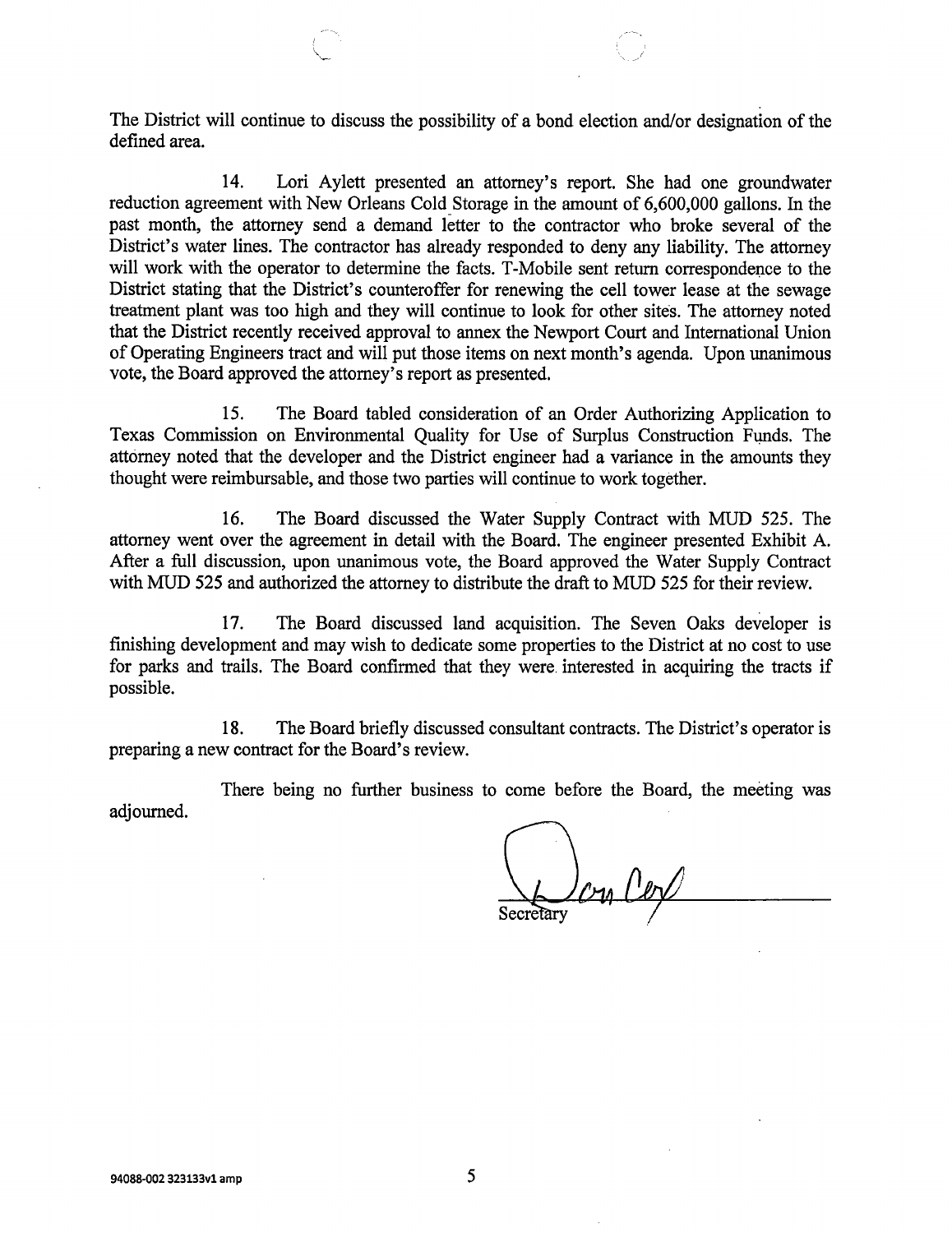The District will continue to discuss the possibility of a bond election and/or designation of the defined area.

14. Lori Aylett presented an attorney's report. She had one groundwater reduction agreement with New Orleans Cold Storage in the amount of 6,600,000 gallons. In the past month, the attorney send a demand letter to the contractor who broke several of the District's water lines. The contractor has already responded to deny any liability. The attorney will work with the operator to determine the facts. T-Mobile sent return correspondence to the District stating that the District's counteroffer for renewing the cell tower lease at the sewage treatment plant was too high and they will continue to look for other sites. The attorney noted that the District recently received approval to annex the Newport Court and International Union of Operating Engineers tract and will put those items on next month's agenda. Upon unanimous vote, the Board approved the attorney's report as presented.

15. The Board tabled consideration of an Order Authorizing Application to Texas Commission on Environmental Quality for Use of Surplus Construction Funds. The attorney noted that the developer and the District engineer had a variance in the amounts they thought were reimbursable, and those two parties will continue to work together.

16. The Board discussed the Water Supply Contract with MUD 525. The attorney went over the agreement in detail with the Board. The engineer presented Exhibit A. After a full discussion, upon unanimous vote, the Board approved the Water Supply Contract with MUD 525 and authorized the attorney to distribute the draft to MUD 525 for their review.

17. The Board discussed land acquisition. The Seven Oaks developer is finishing development and may wish to dedicate some properties to the District at no cost to use for parks and trails. The Board confirmed that they were interested in acquiring the tracts if possible.

18. The Board briefly discussed consultant contracts. The District's operator is preparing a new contract for the Board's review.

There being no further business to come before the Board, the meeting was adjourned.

Secretary

94088-002 323133v1 amp